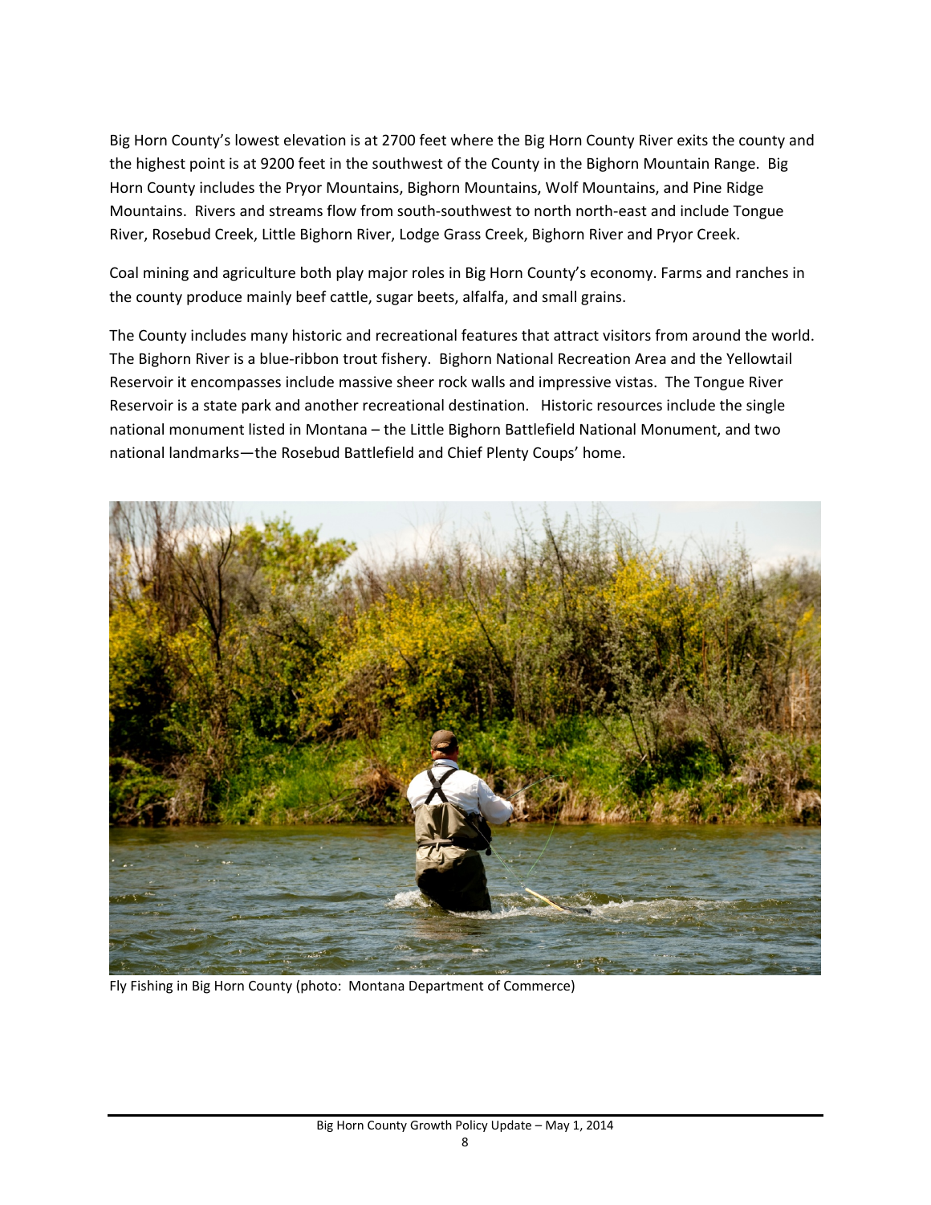Big Horn County's lowest elevation is at 2700 feet where the Big Horn County River exits the county and the highest point is at 9200 feet in the southwest of the County in the Bighorn Mountain Range. Big Horn County includes the Pryor Mountains, Bighorn Mountains, Wolf Mountains, and Pine Ridge Mountains. Rivers and streams flow from south-southwest to north north-east and include Tongue River, Rosebud Creek, Little Bighorn River, Lodge Grass Creek, Bighorn River and Pryor Creek.

Coal mining and agriculture both play major roles in Big Horn County's economy. Farms and ranches in the county produce mainly beef cattle, sugar beets, alfalfa, and small grains.

The County includes many historic and recreational features that attract visitors from around the world. The Bighorn River is a blue-ribbon trout fishery. Bighorn National Recreation Area and the Yellowtail Reservoir it encompasses include massive sheer rock walls and impressive vistas. The Tongue River Reservoir is a state park and another recreational destination. Historic resources include the single national monument listed in Montana – the Little Bighorn Battlefield National Monument, and two national landmarks—the Rosebud Battlefield and Chief Plenty Coups' home.

Fly Fishing in Big Horn County (photo: Montana Department of Commerce)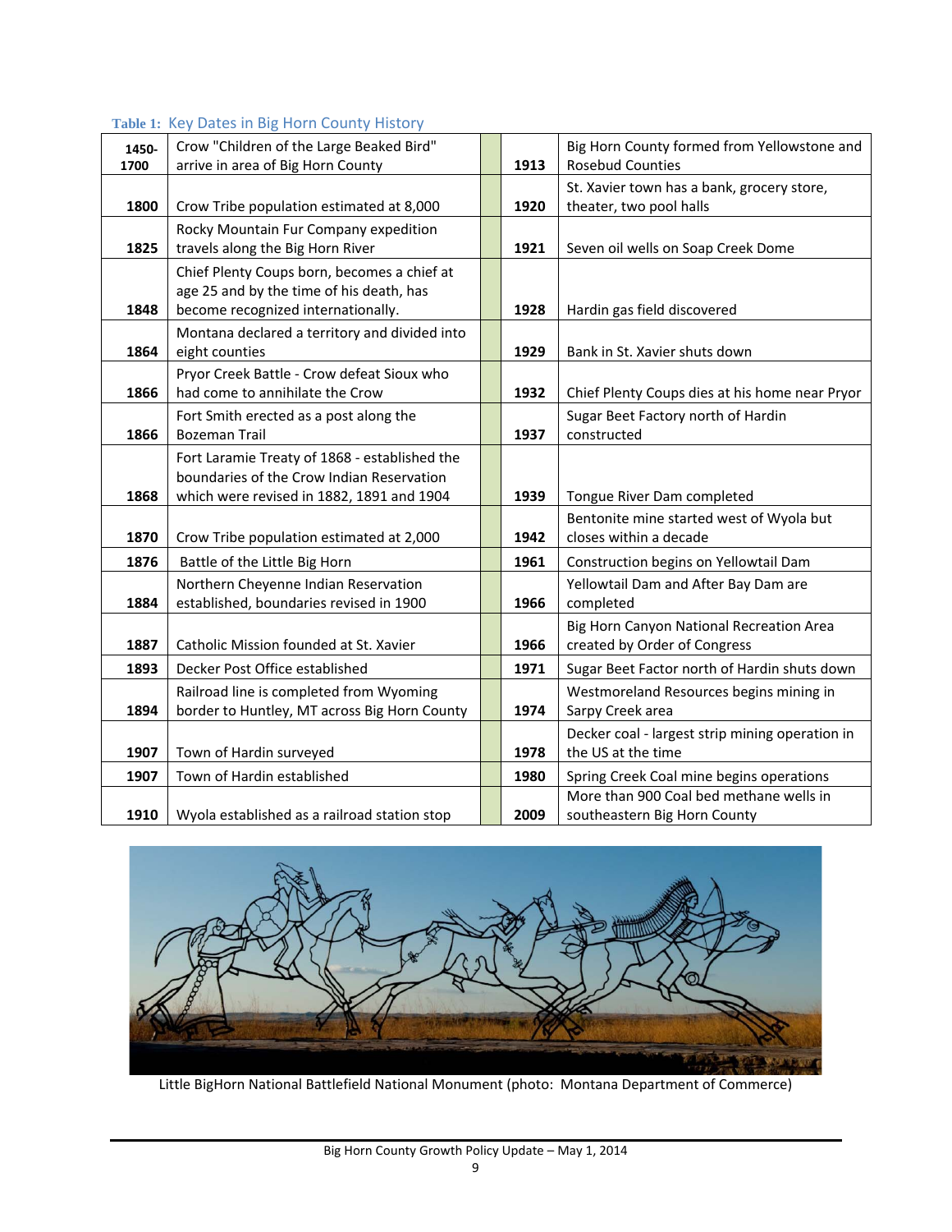**Table 1:** Key Dates in Big Horn County History

| Year | Event | Year | Event |
|---|---|---|---|
| 1450-1700 | Crow "Children of the Large Beaked Bird" arrive in area of Big Horn County | 1913 | Big Horn County formed from Yellowstone and Rosebud Counties |
| 1800 | Crow Tribe population estimated at 8,000 | 1920 | St. Xavier town has a bank, grocery store, theater, two pool halls |
| 1825 | Rocky Mountain Fur Company expedition travels along the Big Horn River | 1921 | Seven oil wells on Soap Creek Dome |
| 1848 | Chief Plenty Coups born, becomes a chief at age 25 and by the time of his death, has become recognized internationally. | 1928 | Hardin gas field discovered |
| 1864 | Montana declared a territory and divided into eight counties | 1929 | Bank in St. Xavier shuts down |
| 1866 | Pryor Creek Battle - Crow defeat Sioux who had come to annihilate the Crow | 1932 | Chief Plenty Coups dies at his home near Pryor |
| 1866 | Fort Smith erected as a post along the Bozeman Trail | 1937 | Sugar Beet Factory north of Hardin constructed |
| 1868 | Fort Laramie Treaty of 1868 - established the boundaries of the Crow Indian Reservation which were revised in 1882, 1891 and 1904 | 1939 | Tongue River Dam completed |
| 1870 | Crow Tribe population estimated at 2,000 | 1942 | Bentonite mine started west of Wyola but closes within a decade |
| 1876 | Battle of the Little Big Horn | 1961 | Construction begins on Yellowtail Dam |
| 1884 | Northern Cheyenne Indian Reservation established, boundaries revised in 1900 | 1966 | Yellowtail Dam and After Bay Dam are completed |
| 1887 | Catholic Mission founded at St. Xavier | 1966 | Big Horn Canyon National Recreation Area created by Order of Congress |
| 1893 | Decker Post Office established | 1971 | Sugar Beet Factor north of Hardin shuts down |
| 1894 | Railroad line is completed from Wyoming border to Huntley, MT across Big Horn County | 1974 | Westmoreland Resources begins mining in Sarpy Creek area |
| 1907 | Town of Hardin surveyed | 1978 | Decker coal - largest strip mining operation in the US at the time |
| 1907 | Town of Hardin established | 1980 | Spring Creek Coal mine begins operations |
| 1910 | Wyola established as a railroad station stop | 2009 | More than 900 Coal bed methane wells in southeastern Big Horn County |

Little BigHorn National Battlefield National Monument (photo: Montana Department of Commerce)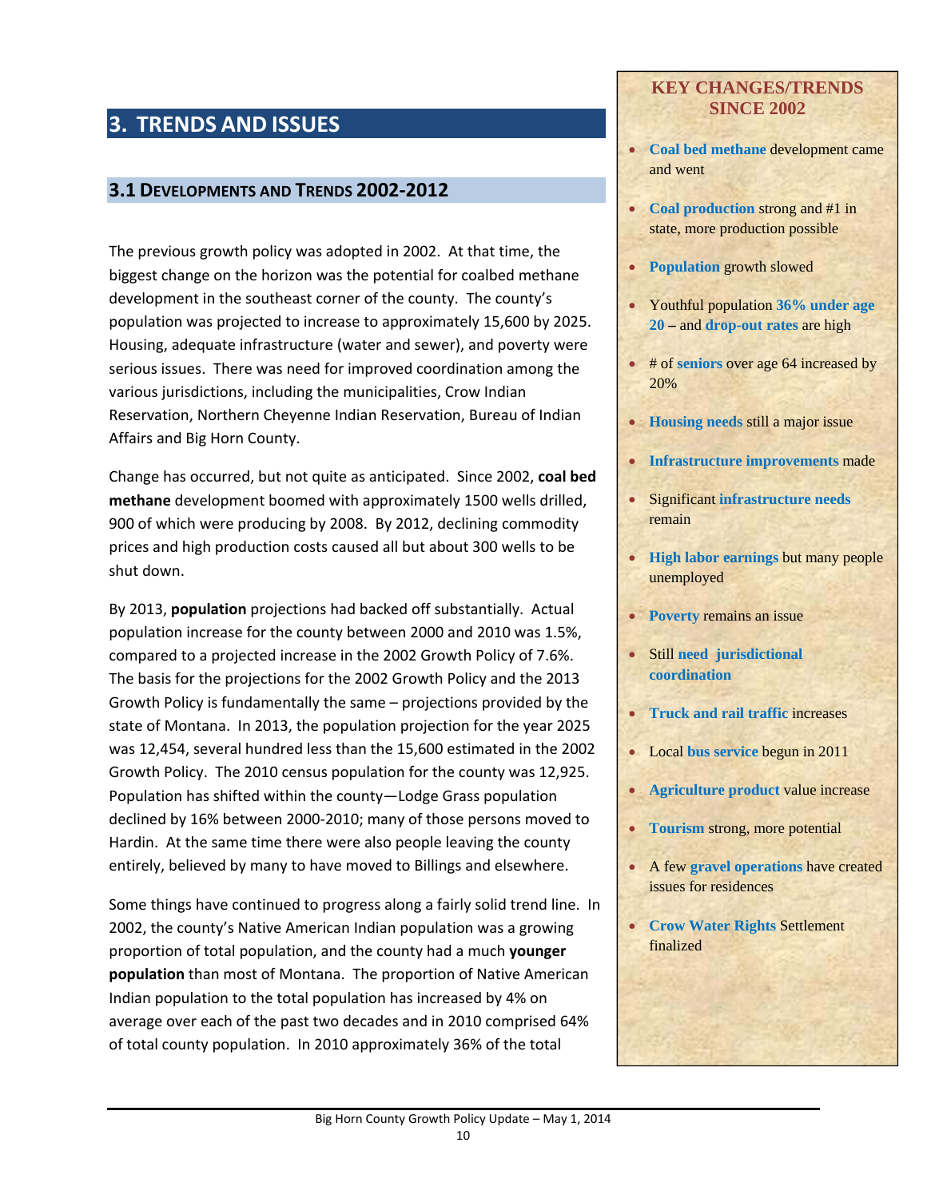# 3. TRENDS AND ISSUES

## 3.1 Developments and Trends 2002-2012

The previous growth policy was adopted in 2002. At that time, the biggest change on the horizon was the potential for coalbed methane development in the southeast corner of the county. The county's population was projected to increase to approximately 15,600 by 2025. Housing, adequate infrastructure (water and sewer), and poverty were serious issues. There was need for improved coordination among the various jurisdictions, including the municipalities, Crow Indian Reservation, Northern Cheyenne Indian Reservation, Bureau of Indian Affairs and Big Horn County.

Change has occurred, but not quite as anticipated. Since 2002, **coal bed methane** development boomed with approximately 1500 wells drilled, 900 of which were producing by 2008. By 2012, declining commodity prices and high production costs caused all but about 300 wells to be shut down.

By 2013, **population** projections had backed off substantially. Actual population increase for the county between 2000 and 2010 was 1.5%, compared to a projected increase in the 2002 Growth Policy of 7.6%. The basis for the projections for the 2002 Growth Policy and the 2013 Growth Policy is fundamentally the same – projections provided by the state of Montana. In 2013, the population projection for the year 2025 was 12,454, several hundred less than the 15,600 estimated in the 2002 Growth Policy. The 2010 census population for the county was 12,925. Population has shifted within the county—Lodge Grass population declined by 16% between 2000-2010; many of those persons moved to Hardin. At the same time there were also people leaving the county entirely, believed by many to have moved to Billings and elsewhere.

Some things have continued to progress along a fairly solid trend line. In 2002, the county's Native American Indian population was a growing proportion of total population, and the county had a much **younger population** than most of Montana. The proportion of Native American Indian population to the total population has increased by 4% on average over each of the past two decades and in 2010 comprised 64% of total county population. In 2010 approximately 36% of the total

### KEY CHANGES/TRENDS SINCE 2002

- **Coal bed methane** development came and went
- **Coal production** strong and #1 in state, more production possible
- **Population** growth slowed
- Youthful population **36% under age 20** – and **drop-out rates** are high
- # of **seniors** over age 64 increased by 20%
- **Housing needs** still a major issue
- **Infrastructure improvements** made
- Significant **infrastructure needs** remain
- **High labor earnings** but many people unemployed
- **Poverty** remains an issue
- Still **need jurisdictional coordination**
- **Truck and rail traffic** increases
- Local **bus service** begun in 2011
- **Agriculture product** value increase
- **Tourism** strong, more potential
- A few **gravel operations** have created issues for residences
- **Crow Water Rights** Settlement finalized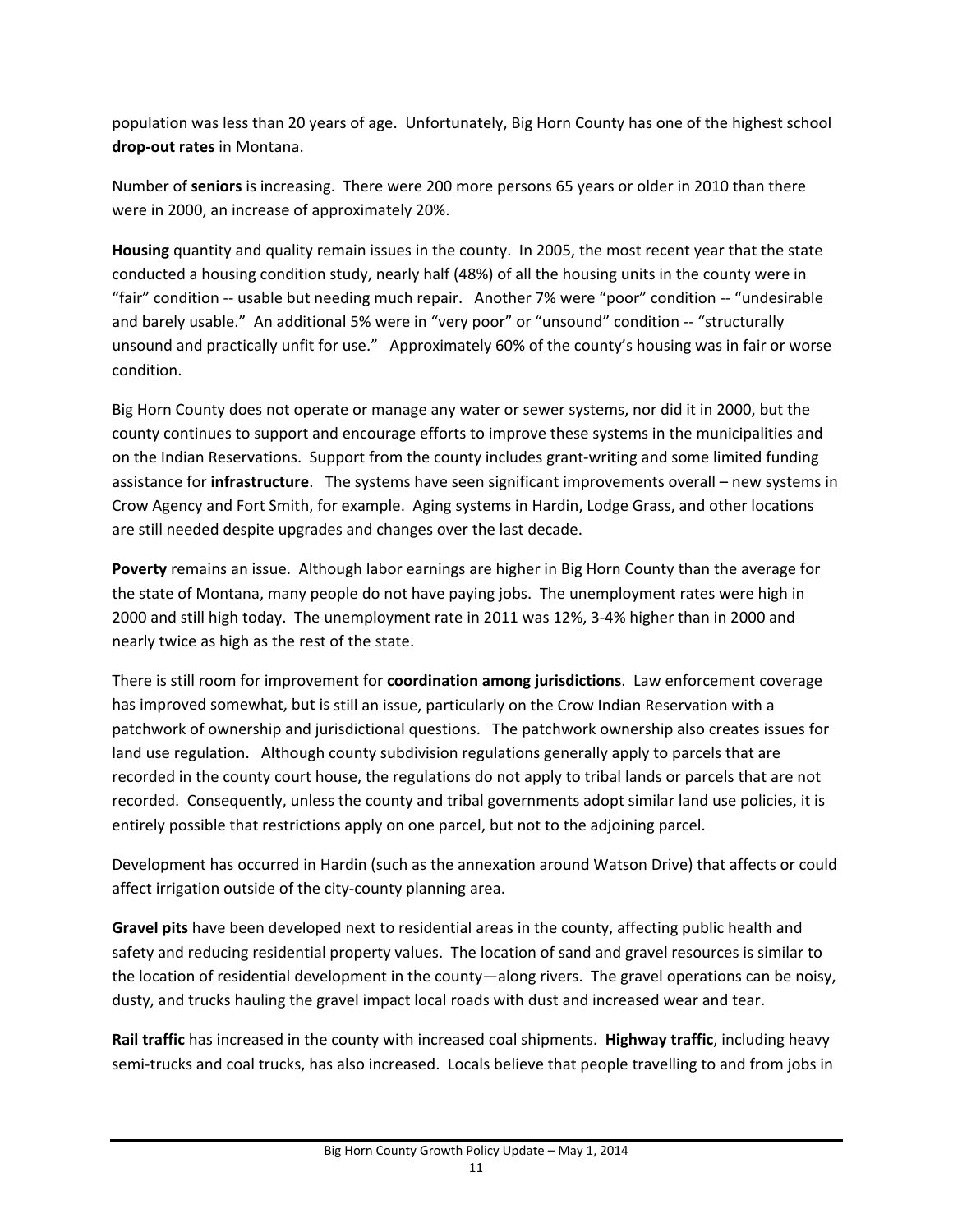population was less than 20 years of age. Unfortunately, Big Horn County has one of the highest school **drop-out rates** in Montana.

Number of **seniors** is increasing. There were 200 more persons 65 years or older in 2010 than there were in 2000, an increase of approximately 20%.

**Housing** quantity and quality remain issues in the county. In 2005, the most recent year that the state conducted a housing condition study, nearly half (48%) of all the housing units in the county were in "fair" condition -- usable but needing much repair. Another 7% were "poor" condition -- "undesirable and barely usable." An additional 5% were in "very poor" or "unsound" condition -- "structurally unsound and practically unfit for use." Approximately 60% of the county's housing was in fair or worse condition.

Big Horn County does not operate or manage any water or sewer systems, nor did it in 2000, but the county continues to support and encourage efforts to improve these systems in the municipalities and on the Indian Reservations. Support from the county includes grant-writing and some limited funding assistance for **infrastructure**. The systems have seen significant improvements overall – new systems in Crow Agency and Fort Smith, for example. Aging systems in Hardin, Lodge Grass, and other locations are still needed despite upgrades and changes over the last decade.

**Poverty** remains an issue. Although labor earnings are higher in Big Horn County than the average for the state of Montana, many people do not have paying jobs. The unemployment rates were high in 2000 and still high today. The unemployment rate in 2011 was 12%, 3-4% higher than in 2000 and nearly twice as high as the rest of the state.

There is still room for improvement for **coordination among jurisdictions**. Law enforcement coverage has improved somewhat, but is still an issue, particularly on the Crow Indian Reservation with a patchwork of ownership and jurisdictional questions. The patchwork ownership also creates issues for land use regulation. Although county subdivision regulations generally apply to parcels that are recorded in the county court house, the regulations do not apply to tribal lands or parcels that are not recorded. Consequently, unless the county and tribal governments adopt similar land use policies, it is entirely possible that restrictions apply on one parcel, but not to the adjoining parcel.

Development has occurred in Hardin (such as the annexation around Watson Drive) that affects or could affect irrigation outside of the city-county planning area.

**Gravel pits** have been developed next to residential areas in the county, affecting public health and safety and reducing residential property values. The location of sand and gravel resources is similar to the location of residential development in the county—along rivers. The gravel operations can be noisy, dusty, and trucks hauling the gravel impact local roads with dust and increased wear and tear.

**Rail traffic** has increased in the county with increased coal shipments. **Highway traffic**, including heavy semi-trucks and coal trucks, has also increased. Locals believe that people travelling to and from jobs in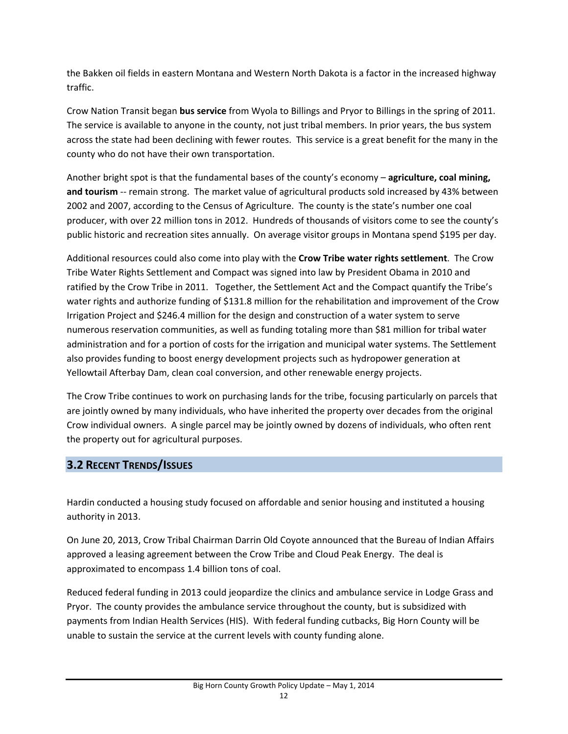the Bakken oil fields in eastern Montana and Western North Dakota is a factor in the increased highway traffic.

Crow Nation Transit began **bus service** from Wyola to Billings and Pryor to Billings in the spring of 2011. The service is available to anyone in the county, not just tribal members. In prior years, the bus system across the state had been declining with fewer routes. This service is a great benefit for the many in the county who do not have their own transportation.

Another bright spot is that the fundamental bases of the county's economy – **agriculture, coal mining, and tourism** -- remain strong. The market value of agricultural products sold increased by 43% between 2002 and 2007, according to the Census of Agriculture. The county is the state's number one coal producer, with over 22 million tons in 2012. Hundreds of thousands of visitors come to see the county's public historic and recreation sites annually. On average visitor groups in Montana spend $195 per day.

Additional resources could also come into play with the **Crow Tribe water rights settlement**. The Crow Tribe Water Rights Settlement and Compact was signed into law by President Obama in 2010 and ratified by the Crow Tribe in 2011. Together, the Settlement Act and the Compact quantify the Tribe's water rights and authorize funding of $131.8 million for the rehabilitation and improvement of the Crow Irrigation Project and $246.4 million for the design and construction of a water system to serve numerous reservation communities, as well as funding totaling more than $81 million for tribal water administration and for a portion of costs for the irrigation and municipal water systems. The Settlement also provides funding to boost energy development projects such as hydropower generation at Yellowtail Afterbay Dam, clean coal conversion, and other renewable energy projects.

The Crow Tribe continues to work on purchasing lands for the tribe, focusing particularly on parcels that are jointly owned by many individuals, who have inherited the property over decades from the original Crow individual owners. A single parcel may be jointly owned by dozens of individuals, who often rent the property out for agricultural purposes.

## 3.2 Recent Trends/Issues

Hardin conducted a housing study focused on affordable and senior housing and instituted a housing authority in 2013.

On June 20, 2013, Crow Tribal Chairman Darrin Old Coyote announced that the Bureau of Indian Affairs approved a leasing agreement between the Crow Tribe and Cloud Peak Energy. The deal is approximated to encompass 1.4 billion tons of coal.

Reduced federal funding in 2013 could jeopardize the clinics and ambulance service in Lodge Grass and Pryor. The county provides the ambulance service throughout the county, but is subsidized with payments from Indian Health Services (HIS). With federal funding cutbacks, Big Horn County will be unable to sustain the service at the current levels with county funding alone.